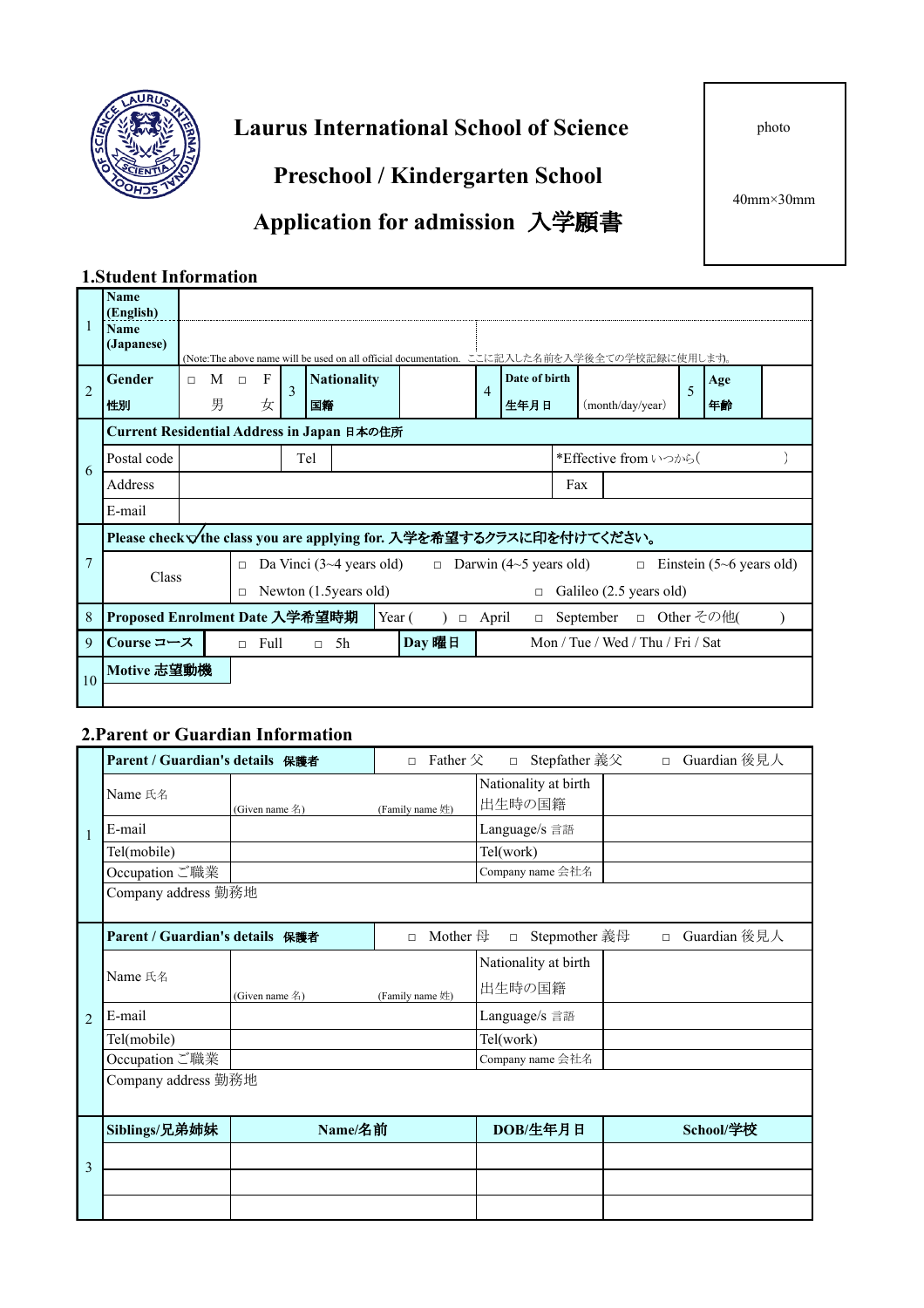# Laurus International School of Science

## Preschool / Kindergarten School

## Application for admission 入学願書

photo

40mm×30mm

### 1.Student Information

| | | | | | | | | | |
|---|---|---|---|---|---|---|---|---|---|
| 1 | Name (English) | | | | | | | | |
| | Name (Japanese) | (Note:The above name will be used on all official documentation. ここに記入した名前を入学後全ての学校記録に使用します。) | | | | | | | |
| 2 | Gender 性別 | □ M 男 □ F 女 | 3 | Nationality 国籍 | | 4 | Date of birth 生年月日 | (month/day/year) | 5 Age 年齢 |
| 6 | Current Residential Address in Japan 日本の住所 | | | | | | | | |
| | Postal code | | Tel | | | *Effective from いつから( ) | | | |
| | Address | | | | | Fax | | | |
| | E-mail | | | | | | | | |
| 7 | Please check ✓ the class you are applying for. 入学を希望するクラスに印を付けてください。 | | | | | | | | |
| | Class | □ Da Vinci (3~4 years old) | | □ Darwin (4~5 years old) | | □ Einstein (5~6 years old) | | | |
| | | □ Newton (1.5years old) | | | | □ Galileo (2.5 years old) | | | |
| 8 | Proposed Enrolment Date 入学希望時期 | Year ( ) | □ April | □ September | □ Other その他( ) | | | | |
| 9 | Course コース | □ Full □ 5h | | Day 曜日 | Mon / Tue / Wed / Thu / Fri / Sat | | | | |
| 10 | Motive 志望動機 | | | | | | | | |

### 2.Parent or Guardian Information

| | | | | | |
|---|---|---|---|---|---|
| 1 | Parent / Guardian's details 保護者 | □ Father 父 | □ Stepfather 義父 | □ Guardian 後見人 | |
| | Name 氏名 | (Given name 名) | (Family name 姓) | Nationality at birth 出生時の国籍 | |
| | E-mail | | | Language/s 言語 | |
| | Tel(mobile) | | | Tel(work) | |
| | Occupation ご職業 | | | Company name 会社名 | |
| | Company address 勤務地 | | | | |
| 2 | Parent / Guardian's details 保護者 | □ Mother 母 | □ Stepmother 義母 | □ Guardian 後見人 | |
| | Name 氏名 | (Given name 名) | (Family name 姓) | Nationality at birth 出生時の国籍 | |
| | E-mail | | | Language/s 言語 | |
| | Tel(mobile) | | | Tel(work) | |
| | Occupation ご職業 | | | Company name 会社名 | |
| | Company address 勤務地 | | | | |
| 3 | Siblings/兄弟姉妹 | Name/名前 | | DOB/生年月日 | School/学校 |
| | | | | | |
| | | | | | |
| | | | | | |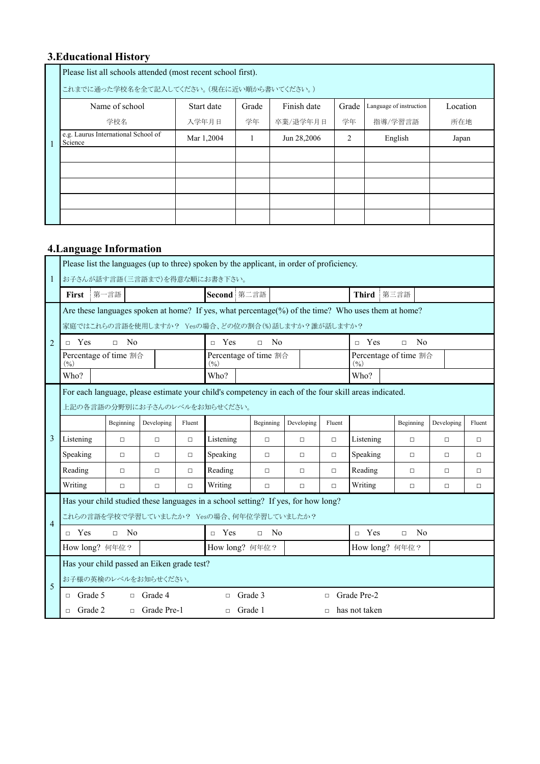## 3.Educational History

| | Please list all schools attended (most recent school first).<br>これまでに通った学校名を全て記入してください。(現在に近い順から書いてください。) | | | | | | |
|---|---|---|---|---|---|---|---|
| | Name of school<br>学校名 | Start date<br>入学年月日 | Grade<br>学年 | Finish date<br>卒業/退学年月日 | Grade<br>学年 | Language of instruction<br>指導/学習言語 | Location<br>所在地 |
| 1 | e.g. Laurus International School of Science | Mar 1,2004 | 1 | Jun 28,2006 | 2 | English | Japan |
| | | | | | | | |
| | | | | | | | |
| | | | | | | | |
| | | | | | | | |
| | | | | | | | |

## 4.Language Information

| | | | | | | | | | | | |
|---|---|---|---|---|---|---|---|---|---|---|---|
| 1 | Please list the languages (up to three) spoken by the applicant, in order of proficiency.<br>お子さんが話す言語(三言語まで)を得意な順にお書き下さい。 | | | | | | | | | | |
| | **First** 第一言語 | | | | **Second** 第二言語 | | | | **Third** 第三言語 | | |
| 2 | Are these languages spoken at home? If yes, what percentage(%) of the time? Who uses them at home?<br>家庭ではこれらの言語を使用しますか? Yesの場合、どの位の割合(%)話しますか?誰が話しますか? | | | | | | | | | | |
| | □ Yes □ No | | | | □ Yes □ No | | | | □ Yes □ No | | |
| | Percentage of time 割合(%) | | | | Percentage of time 割合(%) | | | | Percentage of time 割合(%) | | |
| | Who? | | | | Who? | | | | Who? | | |
| 3 | For each language, please estimate your child's competency in each of the four skill areas indicated.<br>上記の各言語の分野別にお子さんのレベルをお知らせください。 | | | | | | | | | | |
| | | Beginning | Developing | Fluent | | Beginning | Developing | Fluent | | Beginning | Developing | Fluent |
| | Listening | □ | □ | □ | Listening | □ | □ | □ | Listening | □ | □ | □ |
| | Speaking | □ | □ | □ | Speaking | □ | □ | □ | Speaking | □ | □ | □ |
| | Reading | □ | □ | □ | Reading | □ | □ | □ | Reading | □ | □ | □ |
| | Writing | □ | □ | □ | Writing | □ | □ | □ | Writing | □ | □ | □ |
| 4 | Has your child studied these languages in a school setting? If yes, for how long?<br>これらの言語を学校で学習していましたか? Yesの場合、何年位学習していましたか? | | | | | | | | | | |
| | □ Yes □ No | | | | □ Yes □ No | | | | □ Yes □ No | | |
| | How long? 何年位? | | | | How long? 何年位? | | | | How long? 何年位? | | |
| 5 | Has your child passed an Eiken grade test?<br>お子様の英検のレベルをお知らせください。 | | | | | | | | | | |
| | □ Grade 5 | □ Grade 4 | | | □ Grade 3 | | | | □ Grade Pre-2 | | |
| | □ Grade 2 | □ Grade Pre-1 | | | □ Grade 1 | | | | □ has not taken | | |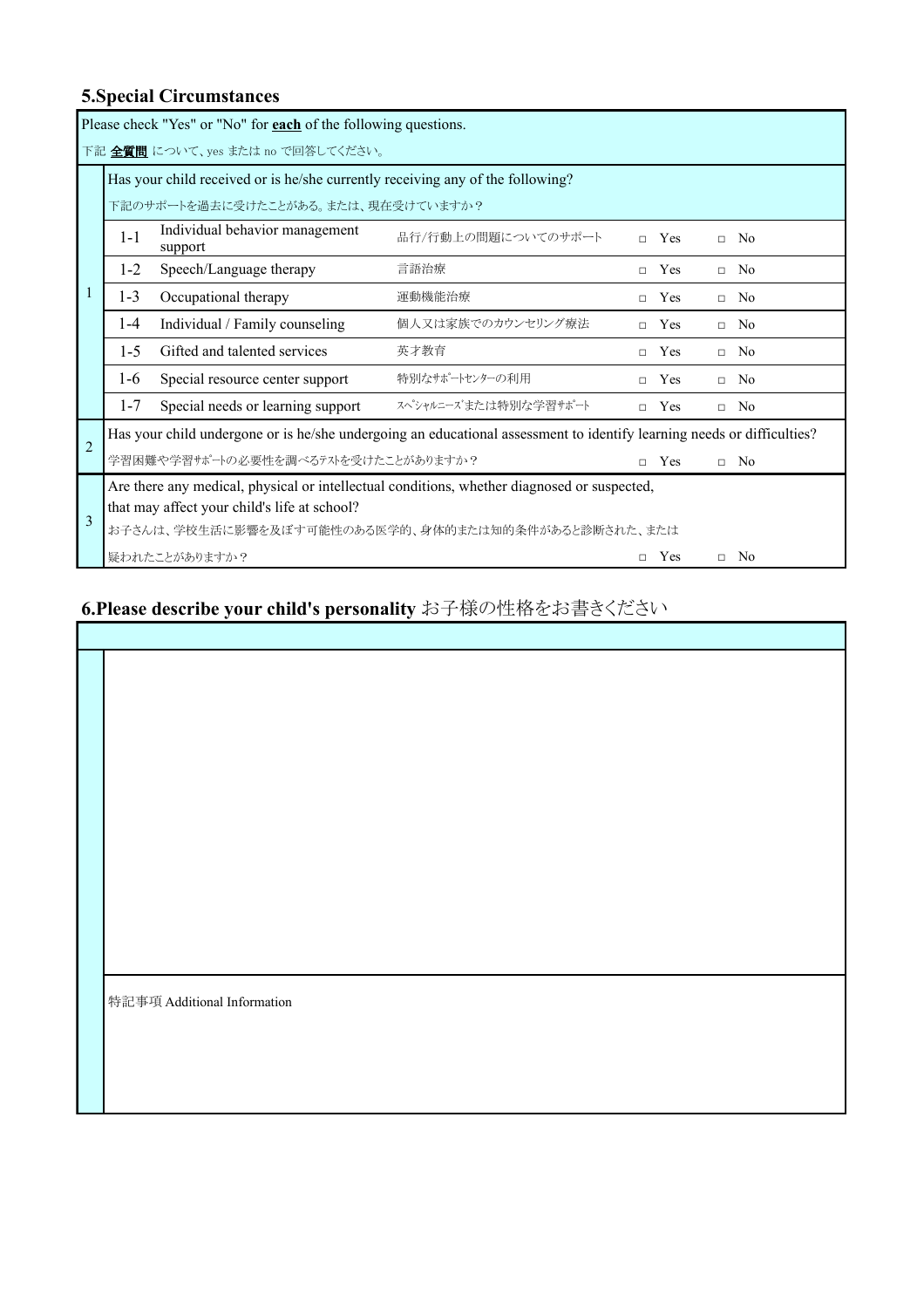## 5.Special Circumstances

Please check "Yes" or "No" for **each** of the following questions.

下記 **全質問** について、yes または no で回答してください。

| No. | | Question | 質問 | Yes | No |
|---|---|---|---|---|---|
| 1 | | Has your child received or is he/she currently receiving any of the following?<br>下記のサポートを過去に受けたことがある。または、現在受けていますか？ | | | |
| | 1-1 | Individual behavior management support | 品行/行動上の問題についてのサポート | □ Yes | □ No |
| | 1-2 | Speech/Language therapy | 言語治療 | □ Yes | □ No |
| | 1-3 | Occupational therapy | 運動機能治療 | □ Yes | □ No |
| | 1-4 | Individual / Family counseling | 個人又は家族でのカウンセリング療法 | □ Yes | □ No |
| | 1-5 | Gifted and talented services | 英才教育 | □ Yes | □ No |
| | 1-6 | Special resource center support | 特別なｻﾎﾟｰﾄｾﾝﾀｰの利用 | □ Yes | □ No |
| | 1-7 | Special needs or learning support | ｽﾍﾟｼｬﾙﾆｰｽﾞまたは特別な学習ｻﾎﾟｰﾄ | □ Yes | □ No |
| 2 | | Has your child undergone or is he/she undergoing an educational assessment to identify learning needs or difficulties?<br>学習困難や学習ｻﾎﾟｰﾄの必要性を調べるﾃｽﾄを受けたことがありますか？ | | □ Yes | □ No |
| 3 | | Are there any medical, physical or intellectual conditions, whether diagnosed or suspected, that may affect your child's life at school?<br>お子さんは、学校生活に影響を及ぼす可能性のある医学的、身体的または知的条件があると診断された、または疑われたことがありますか？ | | □ Yes | □ No |

## 6.Please describe your child's personality お子様の性格をお書きください

特記事項 Additional Information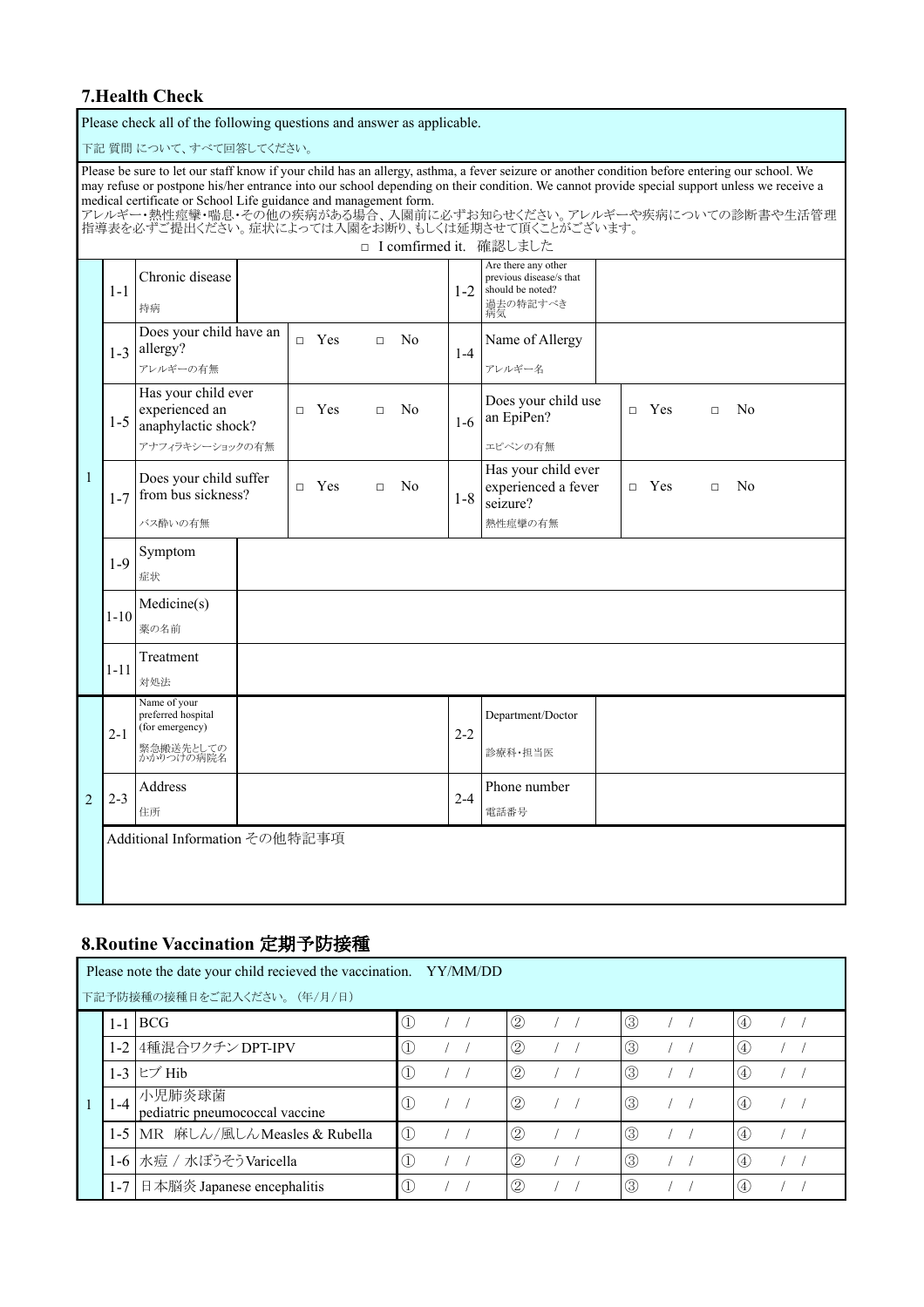## 7.Health Check

Please check all of the following questions and answer as applicable.

下記 質問 について、すべて回答してください。

Please be sure to let our staff know if your child has an allergy, asthma, a fever seizure or another condition before entering our school. We may refuse or postpone his/her entrance into our school depending on their condition. We cannot provide special support unless we receive a medical certificate or School Life guidance and management form.

アレルギー・熱性痙攣・喘息・その他の疾病がある場合、入園前に必ずお知らせください。アレルギーや疾病についての診断書や生活管理指導表を必ずご提出ください。症状によっては入園をお断り、もしくは延期させて頂くことがございます。

□ I comfirmed it.　確認しました

| | | | | | | |
|---|---|---|---|---|---|---|
| 1 | 1-1 | Chronic disease 持病 | | 1-2 | Are there any other previous disease/s that should be noted? 過去の特記すべき病気 | |
| | 1-3 | Does your child have an allergy? アレルギーの有無 | □ Yes　□ No | 1-4 | Name of Allergy アレルギー名 | |
| | 1-5 | Has your child ever experienced an anaphylactic shock? アナフィラキシーショックの有無 | □ Yes　□ No | 1-6 | Does your child use an EpiPen? エピペンの有無 | □ Yes　□ No |
| | 1-7 | Does your child suffer from bus sickness? バス酔いの有無 | □ Yes　□ No | 1-8 | Has your child ever experienced a fever seizure? 熱性痙攣の有無 | □ Yes　□ No |
| | 1-9 | Symptom 症状 | | | | |
| | 1-10 | Medicine(s) 薬の名前 | | | | |
| | 1-11 | Treatment 対処法 | | | | |
| 2 | 2-1 | Name of your preferred hospital (for emergency) 緊急搬送先としてのかかりつけの病院名 | | 2-2 | Department/Doctor 診療科・担当医 | |
| | 2-3 | Address 住所 | | 2-4 | Phone number 電話番号 | |
| | Additional Information その他特記事項 | | | | | |

## 8.Routine Vaccination 定期予防接種

Please note the date your child recieved the vaccination.　YY/MM/DD

下記予防接種の接種日をご記入ください。（年/月/日）

| | | | | | | |
|---|---|---|---|---|---|---|
| 1 | 1-1 | BCG | ①　/ / | ②　/ / | ③　/ / | ④　/ / |
| | 1-2 | 4種混合ワクチン DPT-IPV | ①　/ / | ②　/ / | ③　/ / | ④　/ / |
| | 1-3 | ヒブ Hib | ①　/ / | ②　/ / | ③　/ / | ④　/ / |
| | 1-4 | 小児肺炎球菌 pediatric pneumococcal vaccine | ①　/ / | ②　/ / | ③　/ / | ④　/ / |
| | 1-5 | MR 麻しん/風しんMeasles & Rubella | ①　/ / | ②　/ / | ③　/ / | ④　/ / |
| | 1-6 | 水痘 / 水ぼうそうVaricella | ①　/ / | ②　/ / | ③　/ / | ④　/ / |
| | 1-7 | 日本脳炎 Japanese encephalitis | ①　/ / | ②　/ / | ③　/ / | ④　/ / |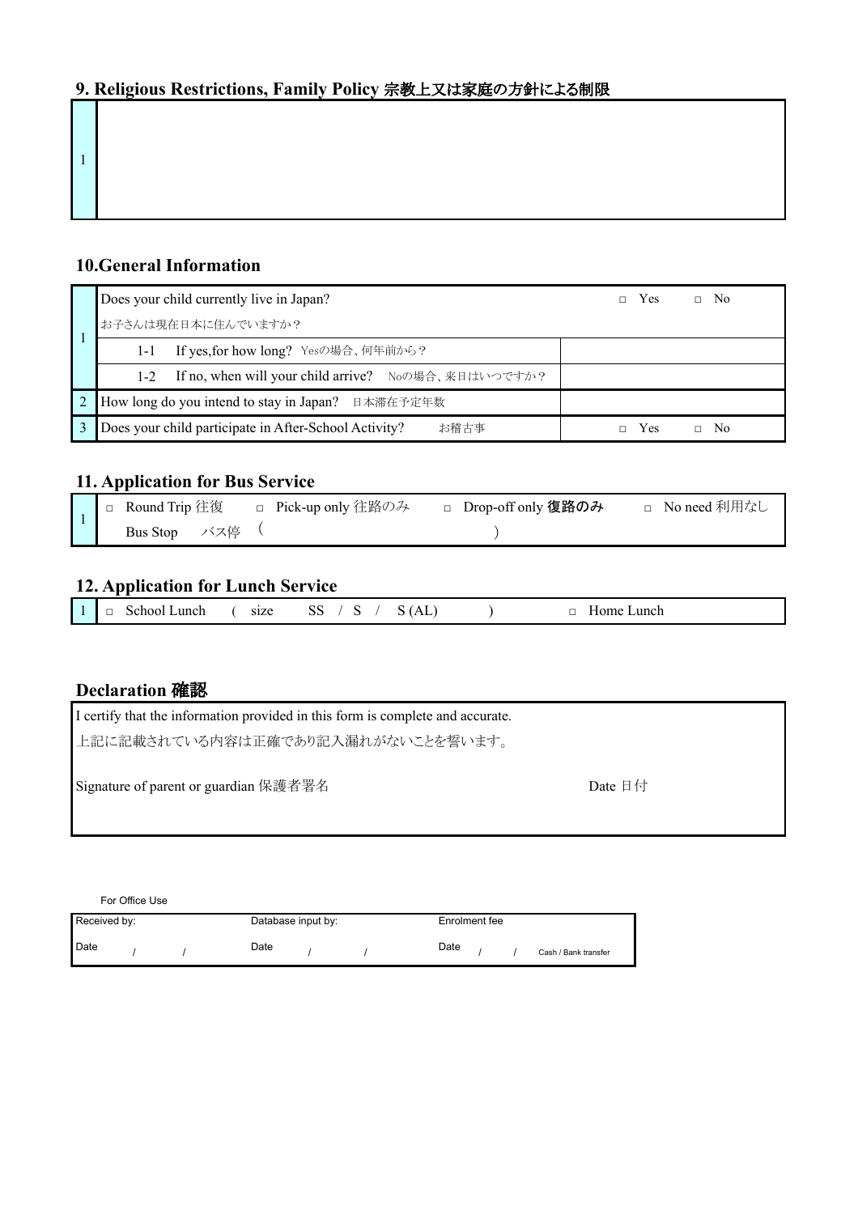## 9. Religious Restrictions, Family Policy 宗教上又は家庭の方針による制限

| | |
|---|---|
| 1 | |

## 10.General Information

| | | |
|---|---|---|
| 1 | Does your child currently live in Japan? お子さんは現在日本に住んでいますか？ | □ Yes □ No |
| | 1-1 If yes,for how long? Yesの場合、何年前から？ | |
| | 1-2 If no, when will your child arrive? Noの場合、来日はいつですか？ | |
| 2 | How long do you intend to stay in Japan? 日本滞在予定年数 | |
| 3 | Does your child participate in After-School Activity? お稽古事 | □ Yes □ No |

## 11. Application for Bus Service

| | |
|---|---|
| 1 | □ Round Trip 往復 □ Pick-up only 往路のみ □ Drop-off only **復路のみ** □ No need 利用なし |
| | Bus Stop バス停 ( ) |

## 12. Application for Lunch Service

| | |
|---|---|
| 1 | □ School Lunch ( size SS / S / S (AL) ) □ Home Lunch |

## Declaration 確認

I certify that the information provided in this form is complete and accurate.

上記に記載されている内容は正確であり記入漏れがないことを誓います。

Signature of parent or guardian 保護者署名 Date 日付

For Office Use

| Received by: | Database input by: | Enrolment fee |
|---|---|---|
| Date / / | Date / / | Date / / Cash / Bank transfer |